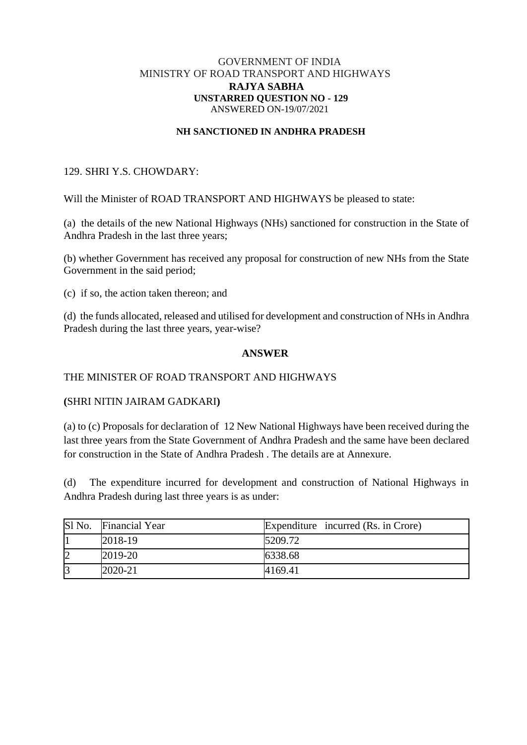GOVERNMENT OF INDIA
MINISTRY OF ROAD TRANSPORT AND HIGHWAYS
**RAJYA SABHA**
**UNSTARRED QUESTION NO - 129**
ANSWERED ON-19/07/2021

**NH SANCTIONED IN ANDHRA PRADESH**

129. SHRI Y.S. CHOWDARY:

Will the Minister of ROAD TRANSPORT AND HIGHWAYS be pleased to state:

(a) the details of the new National Highways (NHs) sanctioned for construction in the State of Andhra Pradesh in the last three years;

(b) whether Government has received any proposal for construction of new NHs from the State Government in the said period;

(c) if so, the action taken thereon; and

(d) the funds allocated, released and utilised for development and construction of NHs in Andhra Pradesh during the last three years, year-wise?

**ANSWER**

THE MINISTER OF ROAD TRANSPORT AND HIGHWAYS

**(**SHRI NITIN JAIRAM GADKARI**)**

(a) to (c) Proposals for declaration of 12 New National Highways have been received during the last three years from the State Government of Andhra Pradesh and the same have been declared for construction in the State of Andhra Pradesh . The details are at Annexure.

(d) The expenditure incurred for development and construction of National Highways in Andhra Pradesh during last three years is as under:

| Sl No. | Financial Year | Expenditure incurred (Rs. in Crore) |
|---|---|---|
| 1 | 2018-19 | 5209.72 |
| 2 | 2019-20 | 6338.68 |
| 3 | 2020-21 | 4169.41 |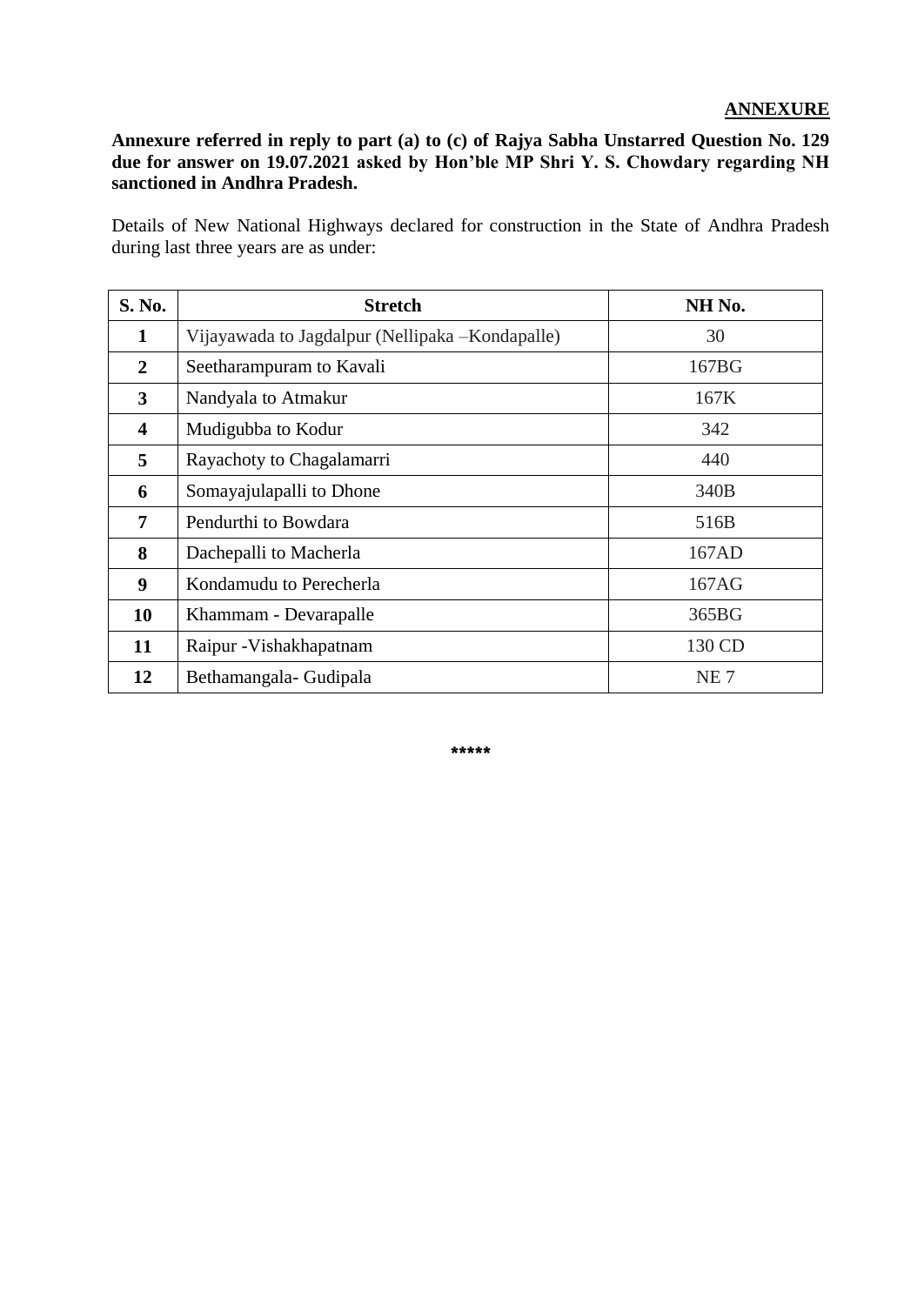**ANNEXURE**

**Annexure referred in reply to part (a) to (c) of Rajya Sabha Unstarred Question No. 129 due for answer on 19.07.2021 asked by Hon'ble MP Shri Y. S. Chowdary regarding NH sanctioned in Andhra Pradesh.**

Details of New National Highways declared for construction in the State of Andhra Pradesh during last three years are as under:

| S. No. | Stretch | NH No. |
|---|---|---|
| **1** | Vijayawada to Jagdalpur (Nellipaka –Kondapalle) | 30 |
| **2** | Seetharampuram to Kavali | 167BG |
| **3** | Nandyala to Atmakur | 167K |
| **4** | Mudigubba to Kodur | 342 |
| **5** | Rayachoty to Chagalamarri | 440 |
| **6** | Somayajulapalli to Dhone | 340B |
| **7** | Pendurthi to Bowdara | 516B |
| **8** | Dachepalli to Macherla | 167AD |
| **9** | Kondamudu to Perecherla | 167AG |
| **10** | Khammam - Devarapalle | 365BG |
| **11** | Raipur -Vishakhapatnam | 130 CD |
| **12** | Bethamangala- Gudipala | NE 7 |

*****